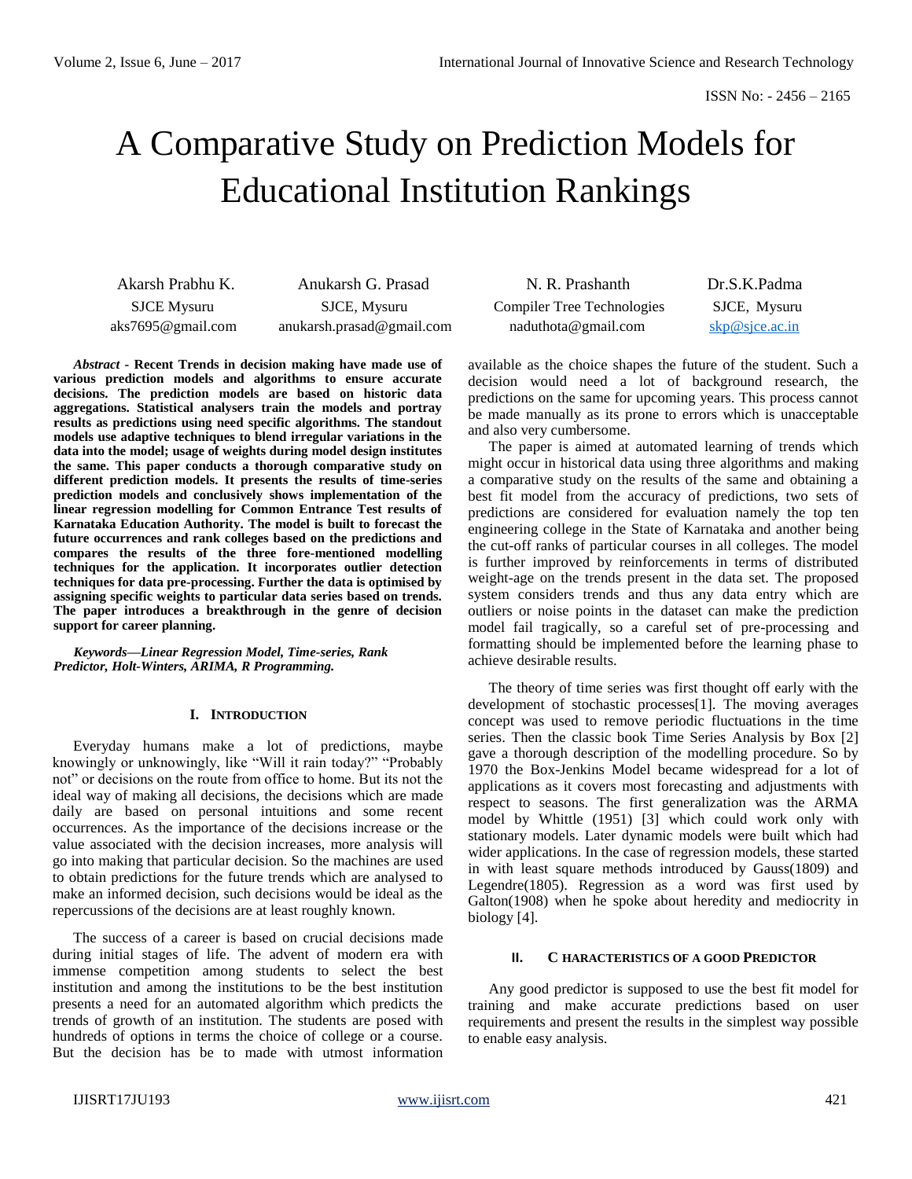ISSN No: - 2456 – 2165

# A Comparative Study on Prediction Models for Educational Institution Rankings

Akarsh Prabhu K.
SJCE Mysuru
aks7695@gmail.com

Anukarsh G. Prasad
SJCE, Mysuru
anukarsh.prasad@gmail.com

N. R. Prashanth
Compiler Tree Technologies
naduthota@gmail.com

Dr.S.K.Padma
SJCE, Mysuru
skp@sjce.ac.in

***Abstract*** **- Recent Trends in decision making have made use of various prediction models and algorithms to ensure accurate decisions. The prediction models are based on historic data aggregations. Statistical analysers train the models and portray results as predictions using need specific algorithms. The standout models use adaptive techniques to blend irregular variations in the data into the model; usage of weights during model design institutes the same. This paper conducts a thorough comparative study on different prediction models. It presents the results of time-series prediction models and conclusively shows implementation of the linear regression modelling for Common Entrance Test results of Karnataka Education Authority. The model is built to forecast the future occurrences and rank colleges based on the predictions and compares the results of the three fore-mentioned modelling techniques for the application. It incorporates outlier detection techniques for data pre-processing. Further the data is optimised by assigning specific weights to particular data series based on trends. The paper introduces a breakthrough in the genre of decision support for career planning.**

***Keywords—Linear Regression Model, Time-series, Rank Predictor, Holt-Winters, ARIMA, R Programming.***

## I. Introduction

Everyday humans make a lot of predictions, maybe knowingly or unknowingly, like "Will it rain today?" "Probably not" or decisions on the route from office to home. But its not the ideal way of making all decisions, the decisions which are made daily are based on personal intuitions and some recent occurrences. As the importance of the decisions increase or the value associated with the decision increases, more analysis will go into making that particular decision. So the machines are used to obtain predictions for the future trends which are analysed to make an informed decision, such decisions would be ideal as the repercussions of the decisions are at least roughly known.

The success of a career is based on crucial decisions made during initial stages of life. The advent of modern era with immense competition among students to select the best institution and among the institutions to be the best institution presents a need for an automated algorithm which predicts the trends of growth of an institution. The students are posed with hundreds of options in terms the choice of college or a course. But the decision has be to made with utmost information available as the choice shapes the future of the student. Such a decision would need a lot of background research, the predictions on the same for upcoming years. This process cannot be made manually as its prone to errors which is unacceptable and also very cumbersome.

The paper is aimed at automated learning of trends which might occur in historical data using three algorithms and making a comparative study on the results of the same and obtaining a best fit model from the accuracy of predictions, two sets of predictions are considered for evaluation namely the top ten engineering college in the State of Karnataka and another being the cut-off ranks of particular courses in all colleges. The model is further improved by reinforcements in terms of distributed weight-age on the trends present in the data set. The proposed system considers trends and thus any data entry which are outliers or noise points in the dataset can make the prediction model fail tragically, so a careful set of pre-processing and formatting should be implemented before the learning phase to achieve desirable results.

The theory of time series was first thought off early with the development of stochastic processes[1]. The moving averages concept was used to remove periodic fluctuations in the time series. Then the classic book Time Series Analysis by Box [2] gave a thorough description of the modelling procedure. So by 1970 the Box-Jenkins Model became widespread for a lot of applications as it covers most forecasting and adjustments with respect to seasons. The first generalization was the ARMA model by Whittle (1951) [3] which could work only with stationary models. Later dynamic models were built which had wider applications. In the case of regression models, these started in with least square methods introduced by Gauss(1809) and Legendre(1805). Regression as a word was first used by Galton(1908) when he spoke about heredity and mediocrity in biology [4].

## II. Characteristics of a Good Predictor

Any good predictor is supposed to use the best fit model for training and make accurate predictions based on user requirements and present the results in the simplest way possible to enable easy analysis.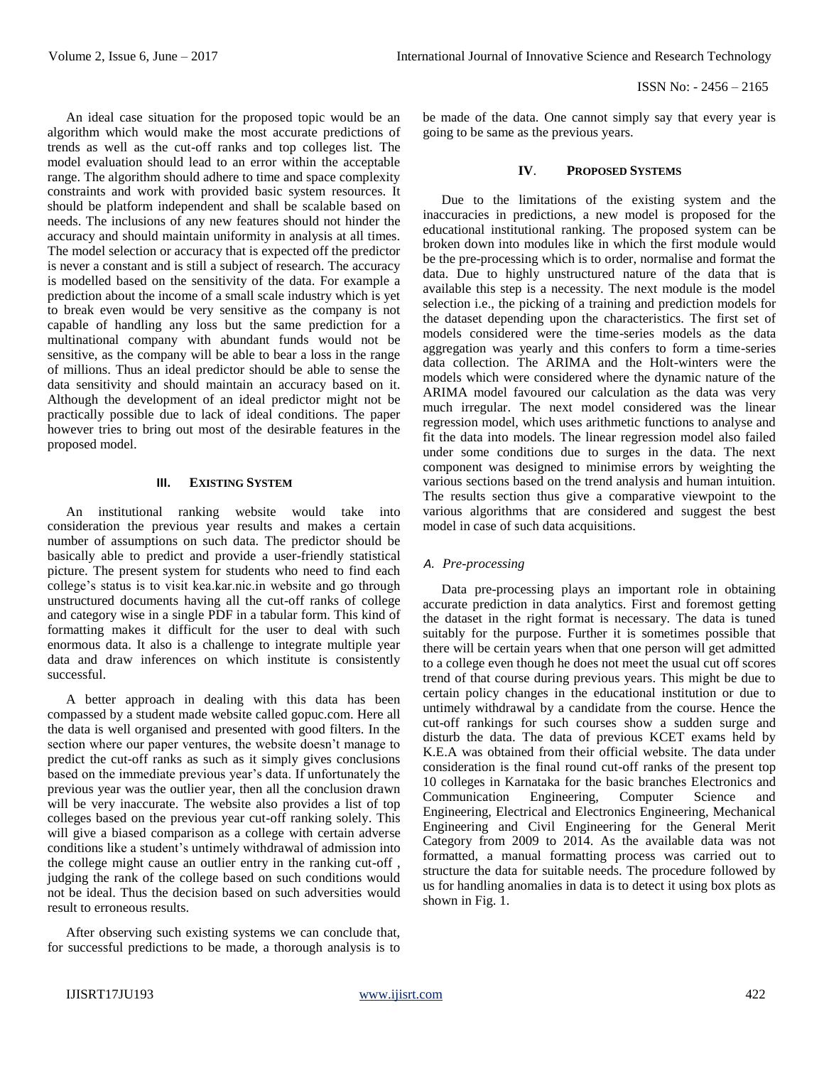An ideal case situation for the proposed topic would be an algorithm which would make the most accurate predictions of trends as well as the cut-off ranks and top colleges list. The model evaluation should lead to an error within the acceptable range. The algorithm should adhere to time and space complexity constraints and work with provided basic system resources. It should be platform independent and shall be scalable based on needs. The inclusions of any new features should not hinder the accuracy and should maintain uniformity in analysis at all times. The model selection or accuracy that is expected off the predictor is never a constant and is still a subject of research. The accuracy is modelled based on the sensitivity of the data. For example a prediction about the income of a small scale industry which is yet to break even would be very sensitive as the company is not capable of handling any loss but the same prediction for a multinational company with abundant funds would not be sensitive, as the company will be able to bear a loss in the range of millions. Thus an ideal predictor should be able to sense the data sensitivity and should maintain an accuracy based on it. Although the development of an ideal predictor might not be practically possible due to lack of ideal conditions. The paper however tries to bring out most of the desirable features in the proposed model.

## III. Existing System

An institutional ranking website would take into consideration the previous year results and makes a certain number of assumptions on such data. The predictor should be basically able to predict and provide a user-friendly statistical picture. The present system for students who need to find each college's status is to visit kea.kar.nic.in website and go through unstructured documents having all the cut-off ranks of college and category wise in a single PDF in a tabular form. This kind of formatting makes it difficult for the user to deal with such enormous data. It also is a challenge to integrate multiple year data and draw inferences on which institute is consistently successful.

A better approach in dealing with this data has been compassed by a student made website called gopuc.com. Here all the data is well organised and presented with good filters. In the section where our paper ventures, the website doesn't manage to predict the cut-off ranks as such as it simply gives conclusions based on the immediate previous year's data. If unfortunately the previous year was the outlier year, then all the conclusion drawn will be very inaccurate. The website also provides a list of top colleges based on the previous year cut-off ranking solely. This will give a biased comparison as a college with certain adverse conditions like a student's untimely withdrawal of admission into the college might cause an outlier entry in the ranking cut-off , judging the rank of the college based on such conditions would not be ideal. Thus the decision based on such adversities would result to erroneous results.

After observing such existing systems we can conclude that, for successful predictions to be made, a thorough analysis is to be made of the data. One cannot simply say that every year is going to be same as the previous years.

## IV. Proposed Systems

Due to the limitations of the existing system and the inaccuracies in predictions, a new model is proposed for the educational institutional ranking. The proposed system can be broken down into modules like in which the first module would be the pre-processing which is to order, normalise and format the data. Due to highly unstructured nature of the data that is available this step is a necessity. The next module is the model selection i.e., the picking of a training and prediction models for the dataset depending upon the characteristics. The first set of models considered were the time-series models as the data aggregation was yearly and this confers to form a time-series data collection. The ARIMA and the Holt-winters were the models which were considered where the dynamic nature of the ARIMA model favoured our calculation as the data was very much irregular. The next model considered was the linear regression model, which uses arithmetic functions to analyse and fit the data into models. The linear regression model also failed under some conditions due to surges in the data. The next component was designed to minimise errors by weighting the various sections based on the trend analysis and human intuition. The results section thus give a comparative viewpoint to the various algorithms that are considered and suggest the best model in case of such data acquisitions.

### *A. Pre-processing*

Data pre-processing plays an important role in obtaining accurate prediction in data analytics. First and foremost getting the dataset in the right format is necessary. The data is tuned suitably for the purpose. Further it is sometimes possible that there will be certain years when that one person will get admitted to a college even though he does not meet the usual cut off scores trend of that course during previous years. This might be due to certain policy changes in the educational institution or due to untimely withdrawal by a candidate from the course. Hence the cut-off rankings for such courses show a sudden surge and disturb the data. The data of previous KCET exams held by K.E.A was obtained from their official website. The data under consideration is the final round cut-off ranks of the present top 10 colleges in Karnataka for the basic branches Electronics and Communication Engineering, Computer Science and Engineering, Electrical and Electronics Engineering, Mechanical Engineering and Civil Engineering for the General Merit Category from 2009 to 2014. As the available data was not formatted, a manual formatting process was carried out to structure the data for suitable needs. The procedure followed by us for handling anomalies in data is to detect it using box plots as shown in Fig. 1.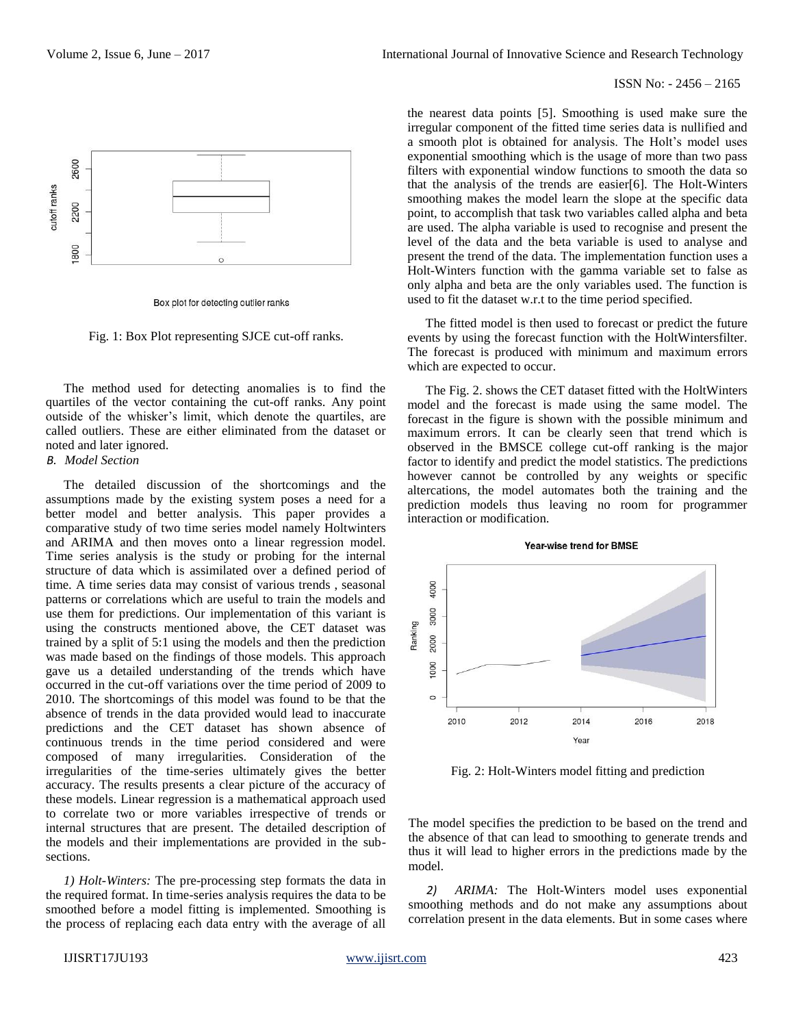Fig. 1: Box Plot representing SJCE cut-off ranks.

The method used for detecting anomalies is to find the quartiles of the vector containing the cut-off ranks. Any point outside of the whisker's limit, which denote the quartiles, are called outliers. These are either eliminated from the dataset or noted and later ignored.

### *B. Model Section*

The detailed discussion of the shortcomings and the assumptions made by the existing system poses a need for a better model and better analysis. This paper provides a comparative study of two time series model namely Holtwinters and ARIMA and then moves onto a linear regression model. Time series analysis is the study or probing for the internal structure of data which is assimilated over a defined period of time. A time series data may consist of various trends , seasonal patterns or correlations which are useful to train the models and use them for predictions. Our implementation of this variant is using the constructs mentioned above, the CET dataset was trained by a split of 5:1 using the models and then the prediction was made based on the findings of those models. This approach gave us a detailed understanding of the trends which have occurred in the cut-off variations over the time period of 2009 to 2010. The shortcomings of this model was found to be that the absence of trends in the data provided would lead to inaccurate predictions and the CET dataset has shown absence of continuous trends in the time period considered and were composed of many irregularities. Consideration of the irregularities of the time-series ultimately gives the better accuracy. The results presents a clear picture of the accuracy of these models. Linear regression is a mathematical approach used to correlate two or more variables irrespective of trends or internal structures that are present. The detailed description of the models and their implementations are provided in the sub-sections.

*1) Holt-Winters:* The pre-processing step formats the data in the required format. In time-series analysis requires the data to be smoothed before a model fitting is implemented. Smoothing is the process of replacing each data entry with the average of all the nearest data points [5]. Smoothing is used make sure the irregular component of the fitted time series data is nullified and a smooth plot is obtained for analysis. The Holt's model uses exponential smoothing which is the usage of more than two pass filters with exponential window functions to smooth the data so that the analysis of the trends are easier[6]. The Holt-Winters smoothing makes the model learn the slope at the specific data point, to accomplish that task two variables called alpha and beta are used. The alpha variable is used to recognise and present the level of the data and the beta variable is used to analyse and present the trend of the data. The implementation function uses a Holt-Winters function with the gamma variable set to false as only alpha and beta are the only variables used. The function is used to fit the dataset w.r.t to the time period specified.

The fitted model is then used to forecast or predict the future events by using the forecast function with the HoltWintersfilter. The forecast is produced with minimum and maximum errors which are expected to occur.

The Fig. 2. shows the CET dataset fitted with the HoltWinters model and the forecast is made using the same model. The forecast in the figure is shown with the possible minimum and maximum errors. It can be clearly seen that trend which is observed in the BMSCE college cut-off ranking is the major factor to identify and predict the model statistics. The predictions however cannot be controlled by any weights or specific altercations, the model automates both the training and the prediction models thus leaving no room for programmer interaction or modification.

Fig. 2: Holt-Winters model fitting and prediction

The model specifies the prediction to be based on the trend and the absence of that can lead to smoothing to generate trends and thus it will lead to higher errors in the predictions made by the model.

*2) ARIMA:* The Holt-Winters model uses exponential smoothing methods and do not make any assumptions about correlation present in the data elements. But in some cases where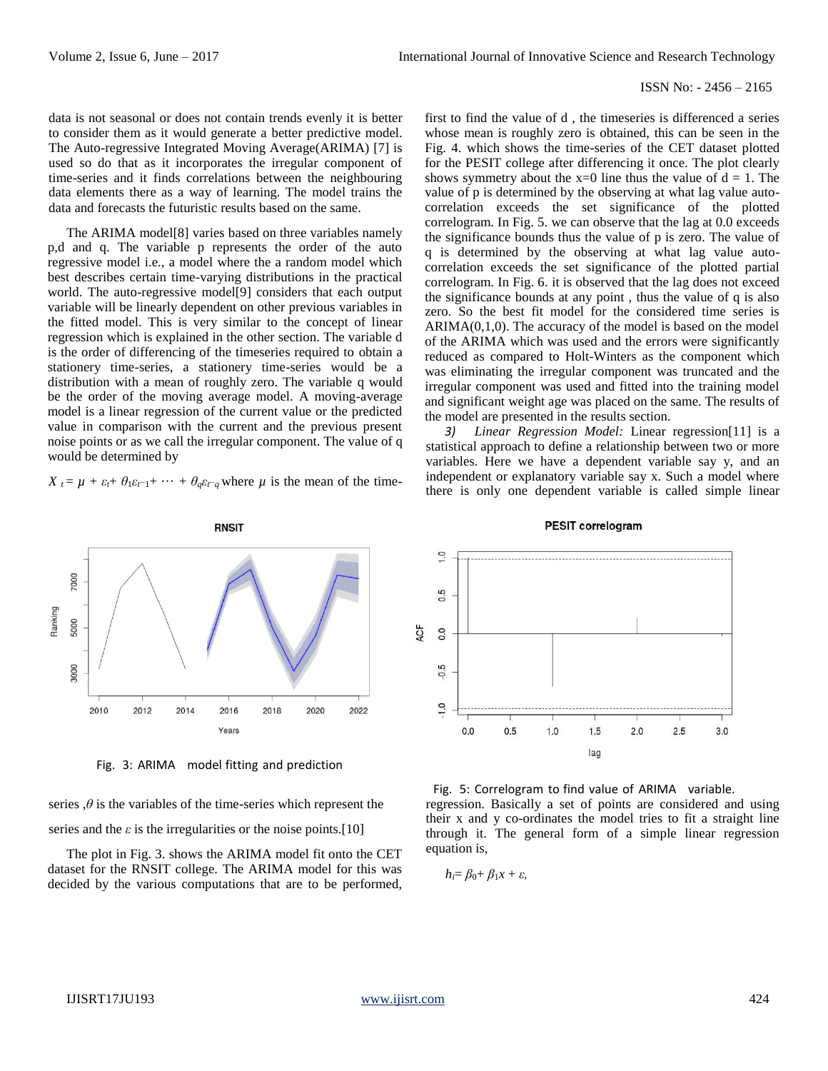data is not seasonal or does not contain trends evenly it is better to consider them as it would generate a better predictive model. The Auto-regressive Integrated Moving Average(ARIMA) [7] is used so do that as it incorporates the irregular component of time-series and it finds correlations between the neighbouring data elements there as a way of learning. The model trains the data and forecasts the futuristic results based on the same.

The ARIMA model[8] varies based on three variables namely p,d and q. The variable p represents the order of the auto regressive model i.e., a model where the a random model which best describes certain time-varying distributions in the practical world. The auto-regressive model[9] considers that each output variable will be linearly dependent on other previous variables in the fitted model. This is very similar to the concept of linear regression which is explained in the other section. The variable d is the order of differencing of the timeseries required to obtain a stationery time-series, a stationery time-series would be a distribution with a mean of roughly zero. The variable q would be the order of the moving average model. A moving-average model is a linear regression of the current value or the predicted value in comparison with the current and the previous present noise points or as we call the irregular component. The value of q would be determined by

$X_t = \mu + \varepsilon_t + \theta_1\varepsilon_{t-1} + \cdots + \theta_q\varepsilon_{t-q}$ where $\mu$ is the mean of the time-series ,$\theta$ is the variables of the time-series which represent the series and the $\varepsilon$ is the irregularities or the noise points.[10]

Fig. 3: ARIMA model fitting and prediction

The plot in Fig. 3. shows the ARIMA model fit onto the CET dataset for the RNSIT college. The ARIMA model for this was decided by the various computations that are to be performed, first to find the value of d , the timeseries is differenced a series whose mean is roughly zero is obtained, this can be seen in the Fig. 4. which shows the time-series of the CET dataset plotted for the PESIT college after differencing it once. The plot clearly shows symmetry about the x=0 line thus the value of d = 1. The value of p is determined by the observing at what lag value auto-correlation exceeds the set significance of the plotted correlogram. In Fig. 5. we can observe that the lag at 0.0 exceeds the significance bounds thus the value of p is zero. The value of q is determined by the observing at what lag value auto-correlation exceeds the set significance of the plotted partial correlogram. In Fig. 6. it is observed that the lag does not exceed the significance bounds at any point , thus the value of q is also zero. So the best fit model for the considered time series is ARIMA(0,1,0). The accuracy of the model is based on the model of the ARIMA which was used and the errors were significantly reduced as compared to Holt-Winters as the component which was eliminating the irregular component was truncated and the irregular component was used and fitted into the training model and significant weight age was placed on the same. The results of the model are presented in the results section.

*3) Linear Regression Model:* Linear regression[11] is a statistical approach to define a relationship between two or more variables. Here we have a dependent variable say y, and an independent or explanatory variable say x. Such a model where there is only one dependent variable is called simple linear regression. Basically a set of points are considered and using their x and y co-ordinates the model tries to fit a straight line through it. The general form of a simple linear regression equation is,

Fig. 5: Correlogram to find value of ARIMA variable.

$$h_i = \beta_0 + \beta_1 x + \varepsilon,$$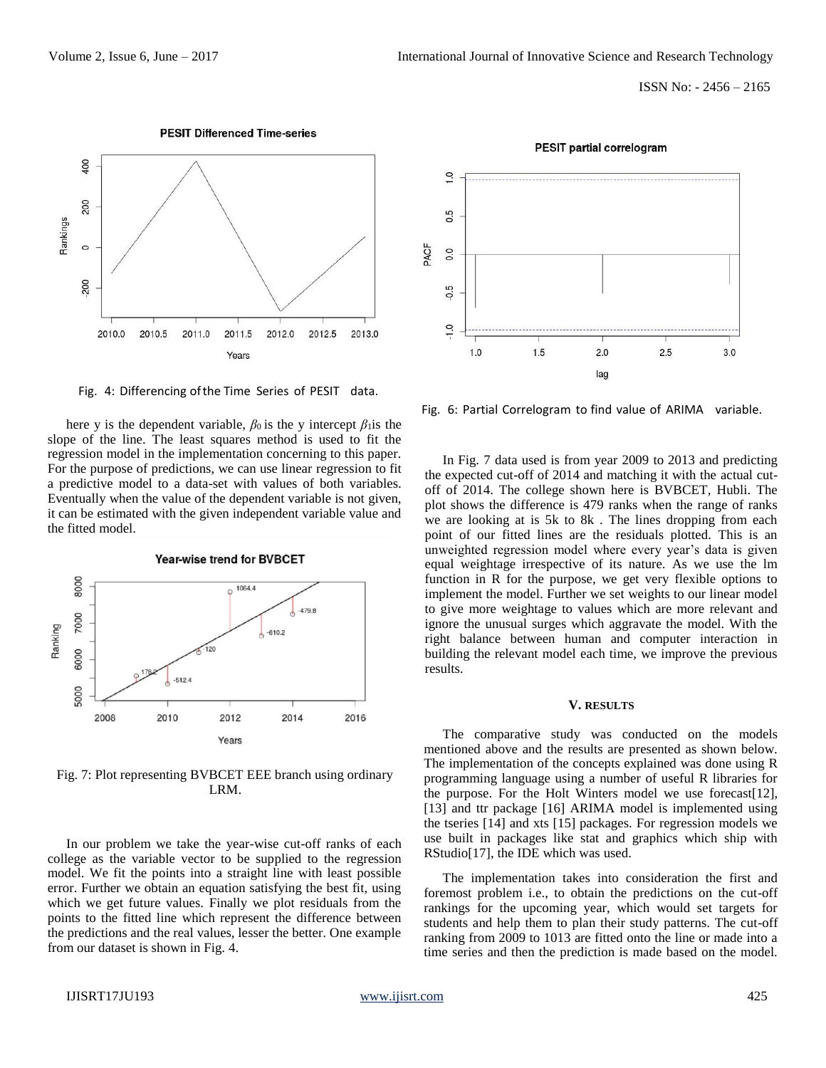Fig. 4: Differencing of the Time Series of PESIT data.

here y is the dependent variable, $\beta_0$ is the y intercept $\beta_1$is the slope of the line. The least squares method is used to fit the regression model in the implementation concerning to this paper. For the purpose of predictions, we can use linear regression to fit a predictive model to a data-set with values of both variables. Eventually when the value of the dependent variable is not given, it can be estimated with the given independent variable value and the fitted model.

Fig. 7: Plot representing BVBCET EEE branch using ordinary LRM.

In our problem we take the year-wise cut-off ranks of each college as the variable vector to be supplied to the regression model. We fit the points into a straight line with least possible error. Further we obtain an equation satisfying the best fit, using which we get future values. Finally we plot residuals from the points to the fitted line which represent the difference between the predictions and the real values, lesser the better. One example from our dataset is shown in Fig. 4.

Fig. 6: Partial Correlogram to find value of ARIMA variable.

In Fig. 7 data used is from year 2009 to 2013 and predicting the expected cut-off of 2014 and matching it with the actual cut-off of 2014. The college shown here is BVBCET, Hubli. The plot shows the difference is 479 ranks when the range of ranks we are looking at is 5k to 8k . The lines dropping from each point of our fitted lines are the residuals plotted. This is an unweighted regression model where every year's data is given equal weightage irrespective of its nature. As we use the lm function in R for the purpose, we get very flexible options to implement the model. Further we set weights to our linear model to give more weightage to values which are more relevant and ignore the unusual surges which aggravate the model. With the right balance between human and computer interaction in building the relevant model each time, we improve the previous results.

## V. RESULTS

The comparative study was conducted on the models mentioned above and the results are presented as shown below. The implementation of the concepts explained was done using R programming language using a number of useful R libraries for the purpose. For the Holt Winters model we use forecast[12], [13] and ttr package [16] ARIMA model is implemented using the tseries [14] and xts [15] packages. For regression models we use built in packages like stat and graphics which ship with RStudio[17], the IDE which was used.

The implementation takes into consideration the first and foremost problem i.e., to obtain the predictions on the cut-off rankings for the upcoming year, which would set targets for students and help them to plan their study patterns. The cut-off ranking from 2009 to 1013 are fitted onto the line or made into a time series and then the prediction is made based on the model.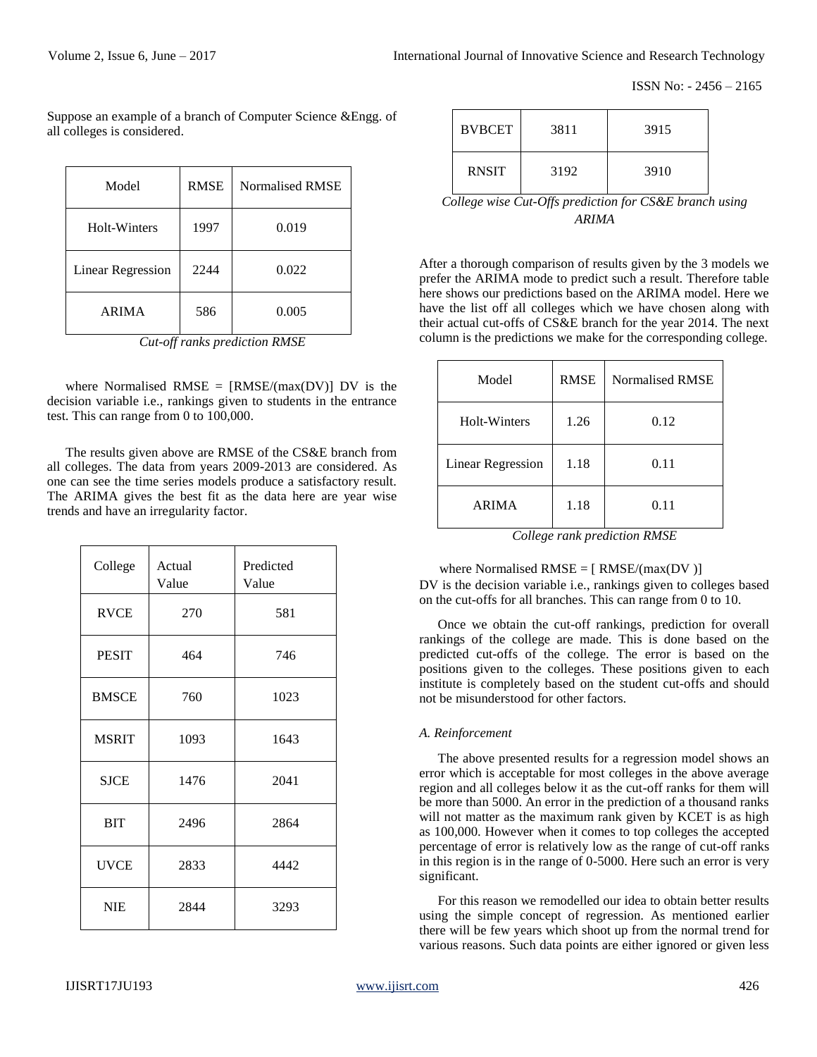Suppose an example of a branch of Computer Science &Engg. of all colleges is considered.

| Model | RMSE | Normalised RMSE |
| --- | --- | --- |
| Holt-Winters | 1997 | 0.019 |
| Linear Regression | 2244 | 0.022 |
| ARIMA | 586 | 0.005 |

*Cut-off ranks prediction RMSE*

where Normalised RMSE = [RMSE/(max(DV)] DV is the decision variable i.e., rankings given to students in the entrance test. This can range from 0 to 100,000.

The results given above are RMSE of the CS&E branch from all colleges. The data from years 2009-2013 are considered. As one can see the time series models produce a satisfactory result. The ARIMA gives the best fit as the data here are year wise trends and have an irregularity factor.

| College | Actual Value | Predicted Value |
| --- | --- | --- |
| RVCE | 270 | 581 |
| PESIT | 464 | 746 |
| BMSCE | 760 | 1023 |
| MSRIT | 1093 | 1643 |
| SJCE | 1476 | 2041 |
| BIT | 2496 | 2864 |
| UVCE | 2833 | 4442 |
| NIE | 2844 | 3293 |
| BVBCET | 3811 | 3915 |
| RNSIT | 3192 | 3910 |

*College wise Cut-Offs prediction for CS&E branch using ARIMA*

After a thorough comparison of results given by the 3 models we prefer the ARIMA mode to predict such a result. Therefore table here shows our predictions based on the ARIMA model. Here we have the list off all colleges which we have chosen along with their actual cut-offs of CS&E branch for the year 2014. The next column is the predictions we make for the corresponding college.

| Model | RMSE | Normalised RMSE |
| --- | --- | --- |
| Holt-Winters | 1.26 | 0.12 |
| Linear Regression | 1.18 | 0.11 |
| ARIMA | 1.18 | 0.11 |

*College rank prediction RMSE*

where Normalised RMSE = [ RMSE/(max(DV )]
DV is the decision variable i.e., rankings given to colleges based on the cut-offs for all branches. This can range from 0 to 10.

Once we obtain the cut-off rankings, prediction for overall rankings of the college are made. This is done based on the predicted cut-offs of the college. The error is based on the positions given to the colleges. These positions given to each institute is completely based on the student cut-offs and should not be misunderstood for other factors.

### *A. Reinforcement*

The above presented results for a regression model shows an error which is acceptable for most colleges in the above average region and all colleges below it as the cut-off ranks for them will be more than 5000. An error in the prediction of a thousand ranks will not matter as the maximum rank given by KCET is as high as 100,000. However when it comes to top colleges the accepted percentage of error is relatively low as the range of cut-off ranks in this region is in the range of 0-5000. Here such an error is very significant.

For this reason we remodelled our idea to obtain better results using the simple concept of regression. As mentioned earlier there will be few years which shoot up from the normal trend for various reasons. Such data points are either ignored or given less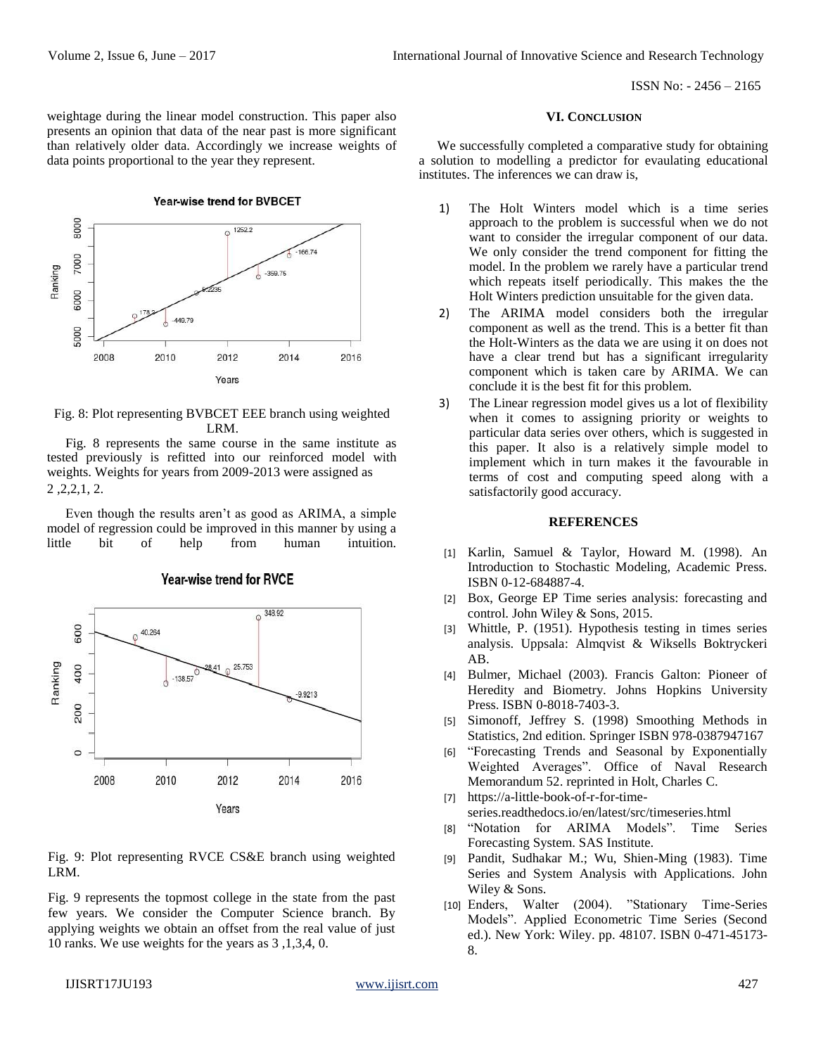weightage during the linear model construction. This paper also presents an opinion that data of the near past is more significant than relatively older data. Accordingly we increase weights of data points proportional to the year they represent.

Fig. 8: Plot representing BVBCET EEE branch using weighted LRM.

Fig. 8 represents the same course in the same institute as tested previously is refitted into our reinforced model with weights. Weights for years from 2009-2013 were assigned as 2 ,2,2,1, 2.

Even though the results aren't as good as ARIMA, a simple model of regression could be improved in this manner by using a little bit of help from human intuition.

Fig. 9: Plot representing RVCE CS&E branch using weighted LRM.

Fig. 9 represents the topmost college in the state from the past few years. We consider the Computer Science branch. By applying weights we obtain an offset from the real value of just 10 ranks. We use weights for the years as 3 ,1,3,4, 0.

## VI. Conclusion

We successfully completed a comparative study for obtaining a solution to modelling a predictor for evaulating educational institutes. The inferences we can draw is,

1) The Holt Winters model which is a time series approach to the problem is successful when we do not want to consider the irregular component of our data. We only consider the trend component for fitting the model. In the problem we rarely have a particular trend which repeats itself periodically. This makes the the Holt Winters prediction unsuitable for the given data.
2) The ARIMA model considers both the irregular component as well as the trend. This is a better fit than the Holt-Winters as the data we are using it on does not have a clear trend but has a significant irregularity component which is taken care by ARIMA. We can conclude it is the best fit for this problem.
3) The Linear regression model gives us a lot of flexibility when it comes to assigning priority or weights to particular data series over others, which is suggested in this paper. It also is a relatively simple model to implement which in turn makes it the favourable in terms of cost and computing speed along with a satisfactorily good accuracy.

## REFERENCES

[1] Karlin, Samuel & Taylor, Howard M. (1998). An Introduction to Stochastic Modeling, Academic Press. ISBN 0-12-684887-4.

[2] Box, George EP Time series analysis: forecasting and control. John Wiley & Sons, 2015.

[3] Whittle, P. (1951). Hypothesis testing in times series analysis. Uppsala: Almqvist & Wiksells Boktryckeri AB.

[4] Bulmer, Michael (2003). Francis Galton: Pioneer of Heredity and Biometry. Johns Hopkins University Press. ISBN 0-8018-7403-3.

[5] Simonoff, Jeffrey S. (1998) Smoothing Methods in Statistics, 2nd edition. Springer ISBN 978-0387947167

[6] "Forecasting Trends and Seasonal by Exponentially Weighted Averages". Office of Naval Research Memorandum 52. reprinted in Holt, Charles C.

[7] https://a-little-book-of-r-for-time-series.readthedocs.io/en/latest/src/timeseries.html

[8] "Notation for ARIMA Models". Time Series Forecasting System. SAS Institute.

[9] Pandit, Sudhakar M.; Wu, Shien-Ming (1983). Time Series and System Analysis with Applications. John Wiley & Sons.

[10] Enders, Walter (2004). "Stationary Time-Series Models". Applied Econometric Time Series (Second ed.). New York: Wiley. pp. 48107. ISBN 0-471-45173-8.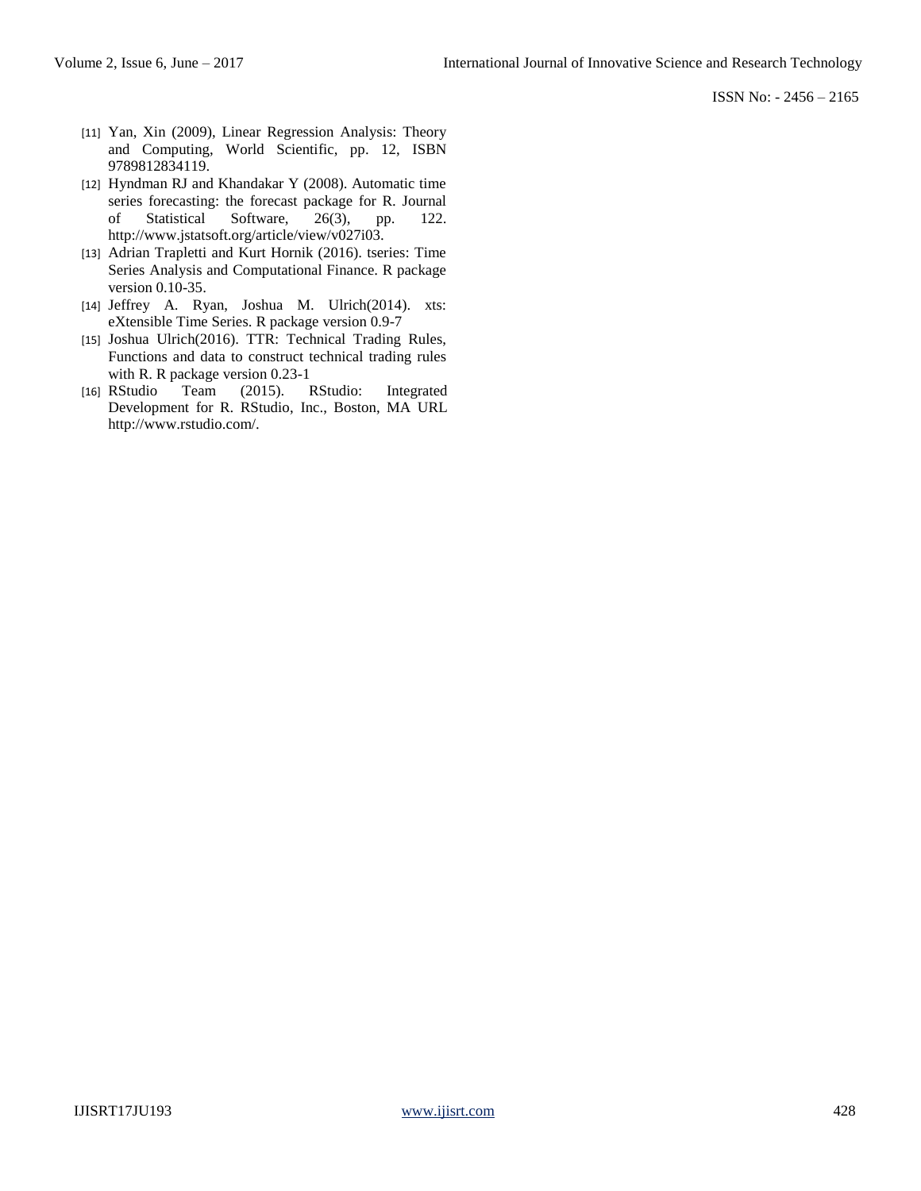[11] Yan, Xin (2009), Linear Regression Analysis: Theory and Computing, World Scientific, pp. 12, ISBN 9789812834119.

[12] Hyndman RJ and Khandakar Y (2008). Automatic time series forecasting: the forecast package for R. Journal of Statistical Software, 26(3), pp. 122. http://www.jstatsoft.org/article/view/v027i03.

[13] Adrian Trapletti and Kurt Hornik (2016). tseries: Time Series Analysis and Computational Finance. R package version 0.10-35.

[14] Jeffrey A. Ryan, Joshua M. Ulrich(2014). xts: eXtensible Time Series. R package version 0.9-7

[15] Joshua Ulrich(2016). TTR: Technical Trading Rules, Functions and data to construct technical trading rules with R. R package version 0.23-1

[16] RStudio Team (2015). RStudio: Integrated Development for R. RStudio, Inc., Boston, MA URL http://www.rstudio.com/.